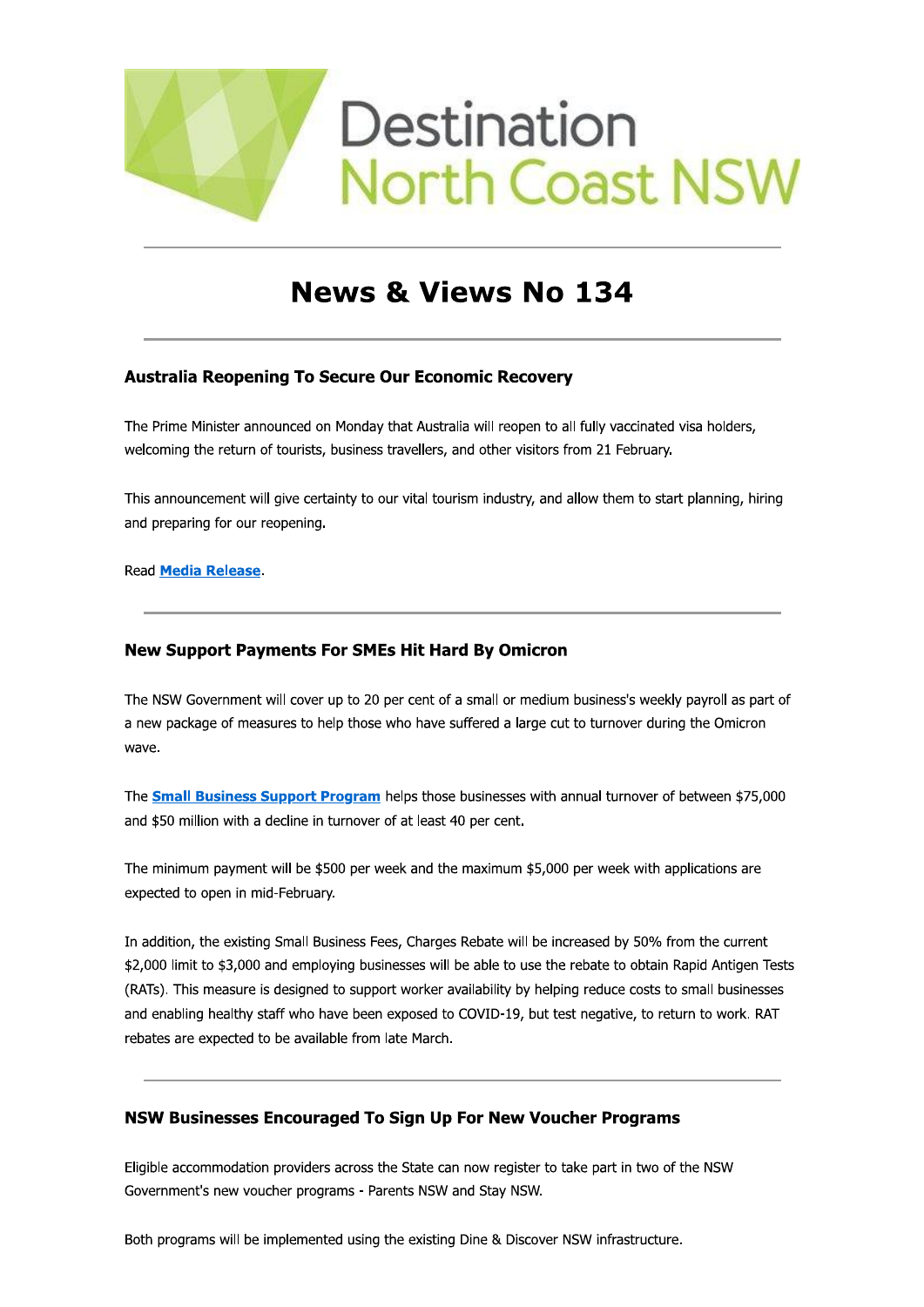# Destination North Coast NSW

## News & Views No 134

### Australia Reopening To Secure Our Economic Recovery

The Prime Minister announced on Monday that Australia will reopen to all fully vaccinated visa holders, welcoming the return of tourists, business travellers, and other visitors from 21 February.

This announcement will give certainty to our vital tourism industry, and allow them to start planning, hiring and preparing for our reopening.

Read **Media Release**.

### New Support Payments For SMEs Hit Hard By Omicron

The NSW Government will cover up to 20 per cent of a small or medium business's weekly payroll as part of a new package of measures to help those who have suffered a large cut to turnover during the Omicron wave.

The **Small Business Support Program** helps those businesses with annual turnover of between $75,000 and $50 million with a decline in turnover of at least 40 per cent.

The minimum payment will be $500 per week and the maximum $5,000 per week with applications are expected to open in mid-February.

In addition, the existing Small Business Fees, Charges Rebate will be increased by 50% from the current $2,000 limit to $3,000 and employing businesses will be able to use the rebate to obtain Rapid Antigen Tests (RATs). This measure is designed to support worker availability by helping reduce costs to small businesses and enabling healthy staff who have been exposed to COVID-19, but test negative, to return to work. RAT rebates are expected to be available from late March.

### NSW Businesses Encouraged To Sign Up For New Voucher Programs

Eligible accommodation providers across the State can now register to take part in two of the NSW Government's new voucher programs - Parents NSW and Stay NSW.

Both programs will be implemented using the existing Dine & Discover NSW infrastructure.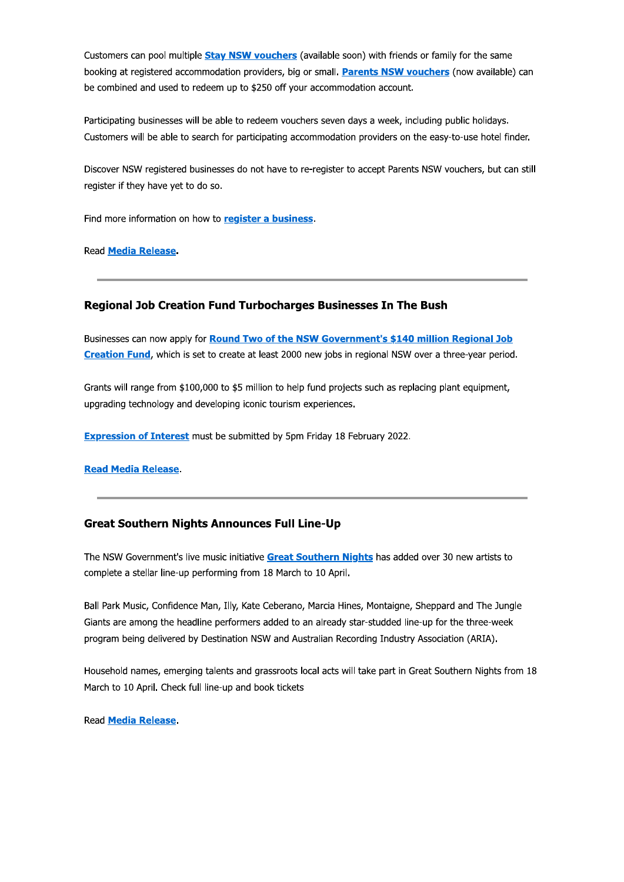Customers can pool multiple **Stay NSW vouchers** (available soon) with friends or family for the same booking at registered accommodation providers, big or small. **Parents NSW vouchers** (now available) can be combined and used to redeem up to $250 off your accommodation account.

Participating businesses will be able to redeem vouchers seven days a week, including public holidays. Customers will be able to search for participating accommodation providers on the easy-to-use hotel finder.

Discover NSW registered businesses do not have to re-register to accept Parents NSW vouchers, but can still register if they have yet to do so.

Find more information on how to **register a business**.

Read **Media Release**.

---

### Regional Job Creation Fund Turbocharges Businesses In The Bush

Businesses can now apply for **Round Two of the NSW Government's $140 million Regional Job Creation Fund**, which is set to create at least 2000 new jobs in regional NSW over a three-year period.

Grants will range from $100,000 to $5 million to help fund projects such as replacing plant equipment, upgrading technology and developing iconic tourism experiences.

**Expression of Interest** must be submitted by 5pm Friday 18 February 2022.

**Read Media Release**.

---

### Great Southern Nights Announces Full Line-Up

The NSW Government's live music initiative **Great Southern Nights** has added over 30 new artists to complete a stellar line-up performing from 18 March to 10 April.

Ball Park Music, Confidence Man, Illy, Kate Ceberano, Marcia Hines, Montaigne, Sheppard and The Jungle Giants are among the headline performers added to an already star-studded line-up for the three-week program being delivered by Destination NSW and Australian Recording Industry Association (ARIA).

Household names, emerging talents and grassroots local acts will take part in Great Southern Nights from 18 March to 10 April. Check full line-up and book tickets

Read **Media Release**.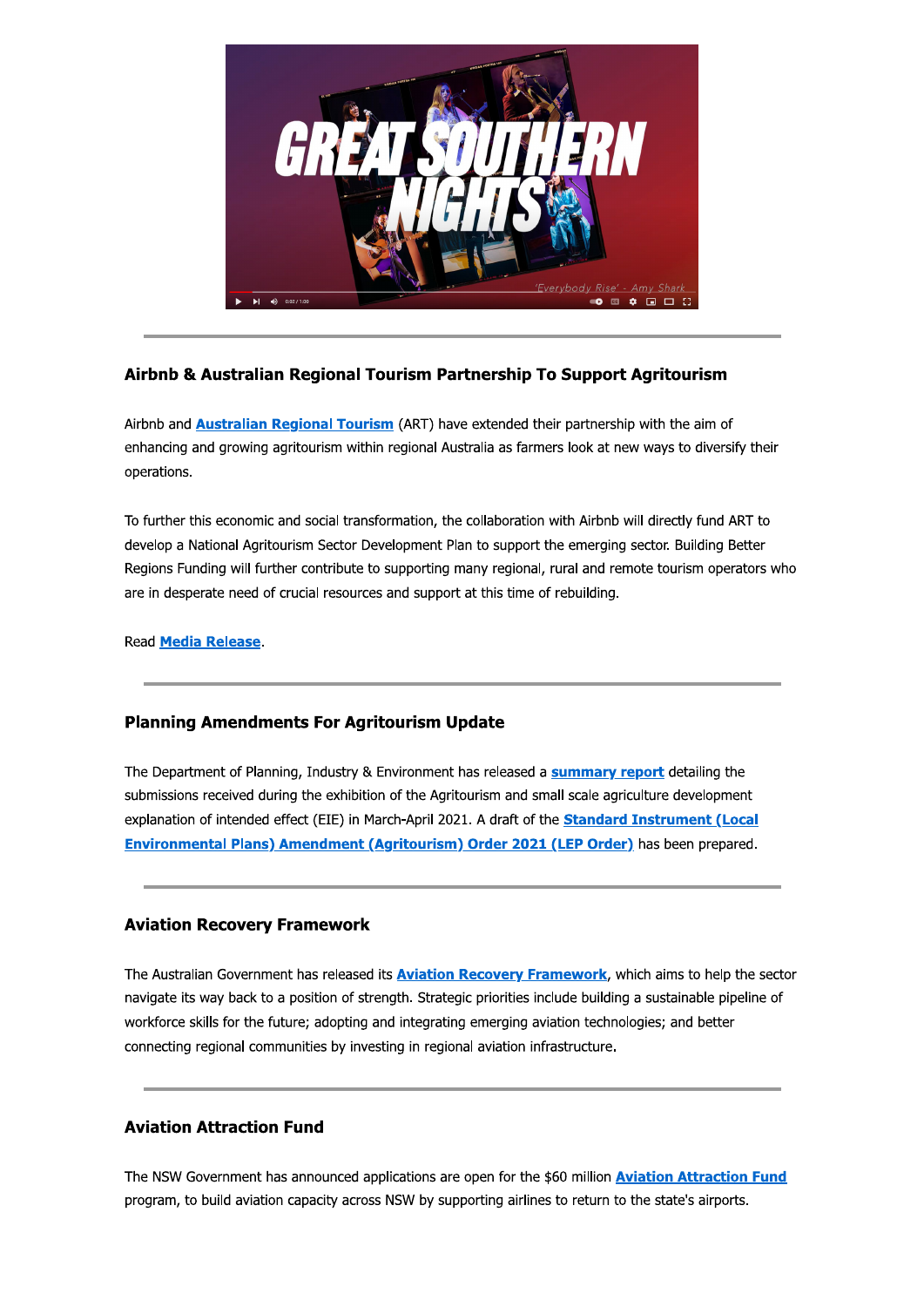## Airbnb & Australian Regional Tourism Partnership To Support Agritourism

Airbnb and **Australian Regional Tourism** (ART) have extended their partnership with the aim of enhancing and growing agritourism within regional Australia as farmers look at new ways to diversify their operations.

To further this economic and social transformation, the collaboration with Airbnb will directly fund ART to develop a National Agritourism Sector Development Plan to support the emerging sector. Building Better Regions Funding will further contribute to supporting many regional, rural and remote tourism operators who are in desperate need of crucial resources and support at this time of rebuilding.

Read **Media Release**.

---

## Planning Amendments For Agritourism Update

The Department of Planning, Industry & Environment has released a **summary report** detailing the submissions received during the exhibition of the Agritourism and small scale agriculture development explanation of intended effect (EIE) in March-April 2021. A draft of the **Standard Instrument (Local Environmental Plans) Amendment (Agritourism) Order 2021 (LEP Order)** has been prepared.

---

## Aviation Recovery Framework

The Australian Government has released its **Aviation Recovery Framework**, which aims to help the sector navigate its way back to a position of strength. Strategic priorities include building a sustainable pipeline of workforce skills for the future; adopting and integrating emerging aviation technologies; and better connecting regional communities by investing in regional aviation infrastructure.

---

## Aviation Attraction Fund

The NSW Government has announced applications are open for the $60 million **Aviation Attraction Fund** program, to build aviation capacity across NSW by supporting airlines to return to the state's airports.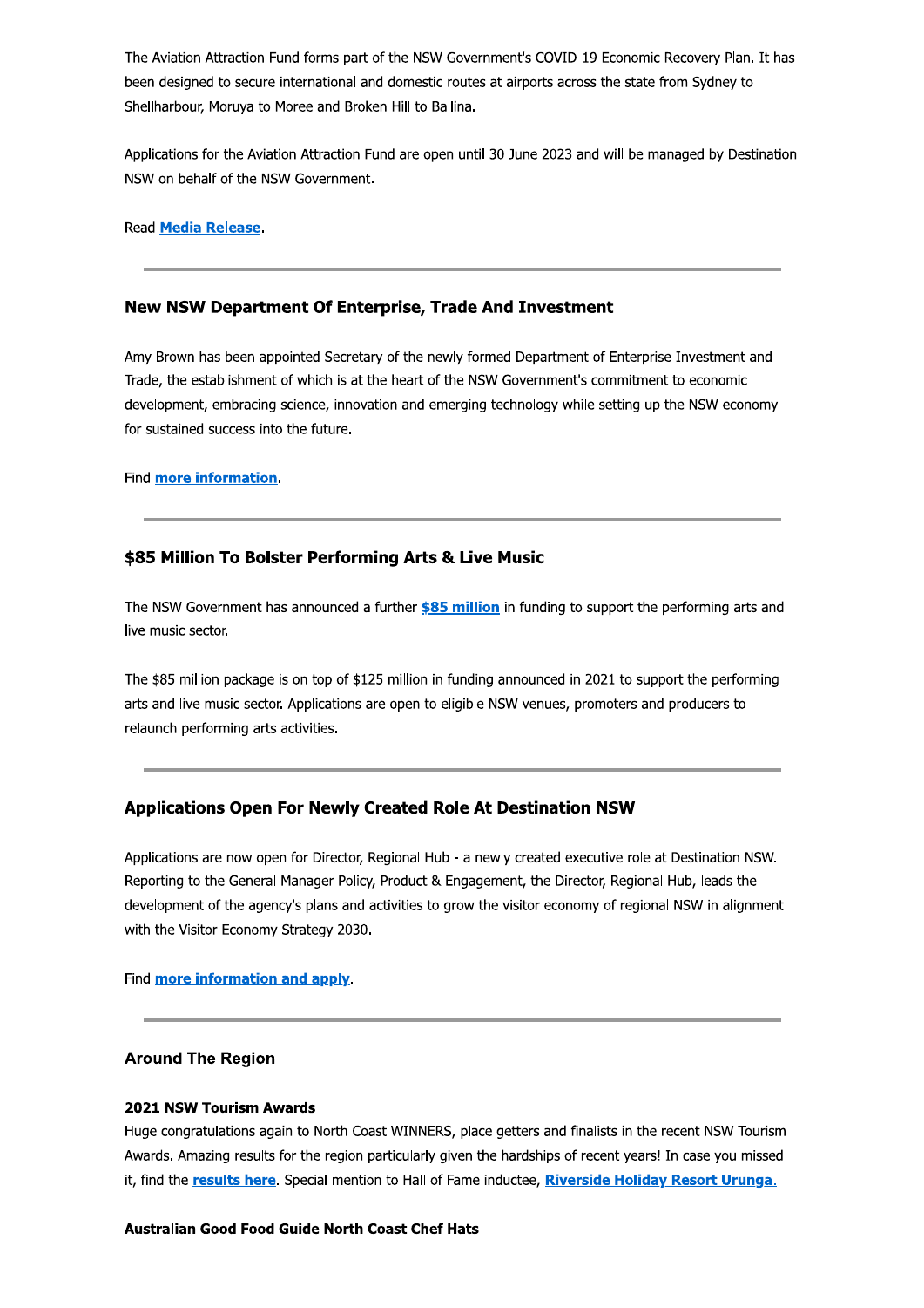The Aviation Attraction Fund forms part of the NSW Government's COVID-19 Economic Recovery Plan. It has been designed to secure international and domestic routes at airports across the state from Sydney to Shellharbour, Moruya to Moree and Broken Hill to Ballina.

Applications for the Aviation Attraction Fund are open until 30 June 2023 and will be managed by Destination NSW on behalf of the NSW Government.

Read **Media Release**.

---

### New NSW Department Of Enterprise, Trade And Investment

Amy Brown has been appointed Secretary of the newly formed Department of Enterprise Investment and Trade, the establishment of which is at the heart of the NSW Government's commitment to economic development, embracing science, innovation and emerging technology while setting up the NSW economy for sustained success into the future.

Find **more information**.

---

### $85 Million To Bolster Performing Arts & Live Music

The NSW Government has announced a further **$85 million** in funding to support the performing arts and live music sector.

The $85 million package is on top of $125 million in funding announced in 2021 to support the performing arts and live music sector. Applications are open to eligible NSW venues, promoters and producers to relaunch performing arts activities.

---

### Applications Open For Newly Created Role At Destination NSW

Applications are now open for Director, Regional Hub - a newly created executive role at Destination NSW. Reporting to the General Manager Policy, Product & Engagement, the Director, Regional Hub, leads the development of the agency's plans and activities to grow the visitor economy of regional NSW in alignment with the Visitor Economy Strategy 2030.

Find **more information and apply**.

---

### Around The Region

#### 2021 NSW Tourism Awards

Huge congratulations again to North Coast WINNERS, place getters and finalists in the recent NSW Tourism Awards. Amazing results for the region particularly given the hardships of recent years! In case you missed it, find the **results here**. Special mention to Hall of Fame inductee, **Riverside Holiday Resort Urunga.**

#### Australian Good Food Guide North Coast Chef Hats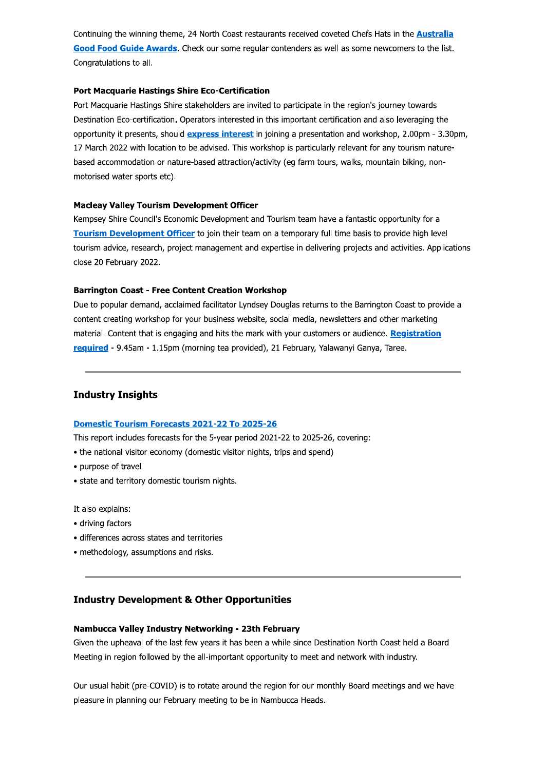Continuing the winning theme, 24 North Coast restaurants received coveted Chefs Hats in the **Australia Good Food Guide Awards**. Check our some regular contenders as well as some newcomers to the list. Congratulations to all.

**Port Macquarie Hastings Shire Eco-Certification**

Port Macquarie Hastings Shire stakeholders are invited to participate in the region's journey towards Destination Eco-certification. Operators interested in this important certification and also leveraging the opportunity it presents, should **express interest** in joining a presentation and workshop, 2.00pm - 3.30pm, 17 March 2022 with location to be advised. This workshop is particularly relevant for any tourism nature-based accommodation or nature-based attraction/activity (eg farm tours, walks, mountain biking, non-motorised water sports etc).

**Macleay Valley Tourism Development Officer**

Kempsey Shire Council's Economic Development and Tourism team have a fantastic opportunity for a **Tourism Development Officer** to join their team on a temporary full time basis to provide high level tourism advice, research, project management and expertise in delivering projects and activities. Applications close 20 February 2022.

**Barrington Coast - Free Content Creation Workshop**

Due to popular demand, acclaimed facilitator Lyndsey Douglas returns to the Barrington Coast to provide a content creating workshop for your business website, social media, newsletters and other marketing material. Content that is engaging and hits the mark with your customers or audience. **Registration required** - 9.45am - 1.15pm (morning tea provided), 21 February, Yalawanyi Ganya, Taree.

---

## Industry Insights

**Domestic Tourism Forecasts 2021-22 To 2025-26**

This report includes forecasts for the 5-year period 2021-22 to 2025-26, covering:

- the national visitor economy (domestic visitor nights, trips and spend)
- purpose of travel
- state and territory domestic tourism nights.

It also explains:

- driving factors
- differences across states and territories
- methodology, assumptions and risks.

---

## Industry Development & Other Opportunities

**Nambucca Valley Industry Networking - 23th February**

Given the upheaval of the last few years it has been a while since Destination North Coast held a Board Meeting in region followed by the all-important opportunity to meet and network with industry.

Our usual habit (pre-COVID) is to rotate around the region for our monthly Board meetings and we have pleasure in planning our February meeting to be in Nambucca Heads.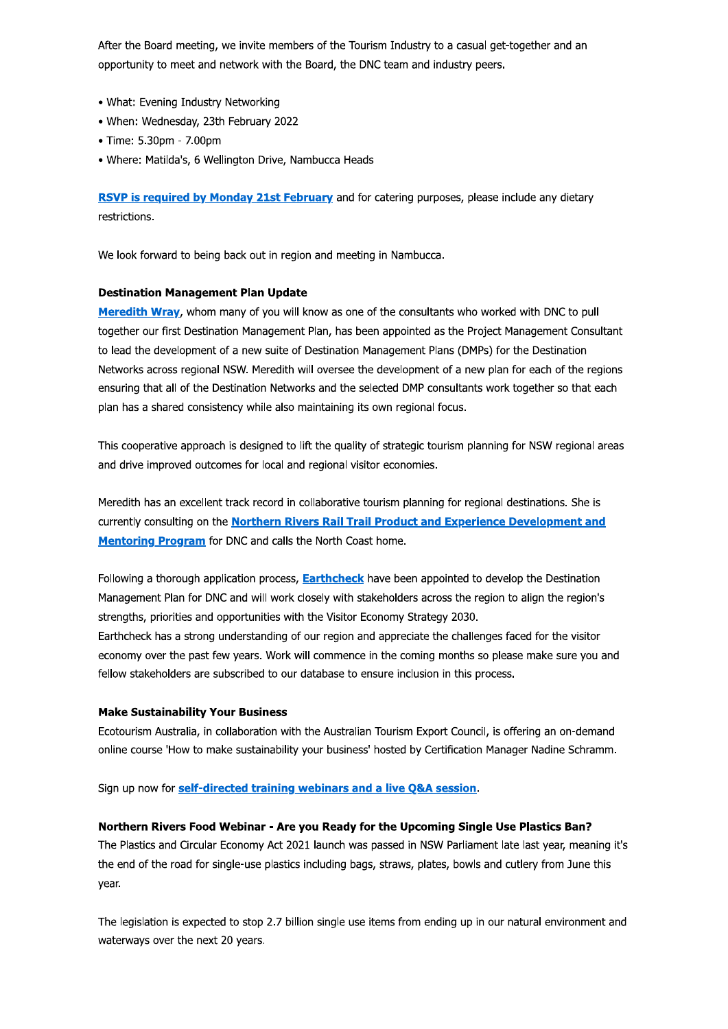After the Board meeting, we invite members of the Tourism Industry to a casual get-together and an opportunity to meet and network with the Board, the DNC team and industry peers.

- What: Evening Industry Networking
- When: Wednesday, 23th February 2022
- Time: 5.30pm - 7.00pm
- Where: Matilda's, 6 Wellington Drive, Nambucca Heads

**RSVP is required by Monday 21st February** and for catering purposes, please include any dietary restrictions.

We look forward to being back out in region and meeting in Nambucca.

**Destination Management Plan Update**

**Meredith Wray**, whom many of you will know as one of the consultants who worked with DNC to pull together our first Destination Management Plan, has been appointed as the Project Management Consultant to lead the development of a new suite of Destination Management Plans (DMPs) for the Destination Networks across regional NSW. Meredith will oversee the development of a new plan for each of the regions ensuring that all of the Destination Networks and the selected DMP consultants work together so that each plan has a shared consistency while also maintaining its own regional focus.

This cooperative approach is designed to lift the quality of strategic tourism planning for NSW regional areas and drive improved outcomes for local and regional visitor economies.

Meredith has an excellent track record in collaborative tourism planning for regional destinations. She is currently consulting on the **Northern Rivers Rail Trail Product and Experience Development and Mentoring Program** for DNC and calls the North Coast home.

Following a thorough application process, **Earthcheck** have been appointed to develop the Destination Management Plan for DNC and will work closely with stakeholders across the region to align the region's strengths, priorities and opportunities with the Visitor Economy Strategy 2030.
Earthcheck has a strong understanding of our region and appreciate the challenges faced for the visitor economy over the past few years. Work will commence in the coming months so please make sure you and fellow stakeholders are subscribed to our database to ensure inclusion in this process.

**Make Sustainability Your Business**

Ecotourism Australia, in collaboration with the Australian Tourism Export Council, is offering an on-demand online course 'How to make sustainability your business' hosted by Certification Manager Nadine Schramm.

Sign up now for **self-directed training webinars and a live Q&A session**.

**Northern Rivers Food Webinar - Are you Ready for the Upcoming Single Use Plastics Ban?**

The Plastics and Circular Economy Act 2021 launch was passed in NSW Parliament late last year, meaning it's the end of the road for single-use plastics including bags, straws, plates, bowls and cutlery from June this year.

The legislation is expected to stop 2.7 billion single use items from ending up in our natural environment and waterways over the next 20 years.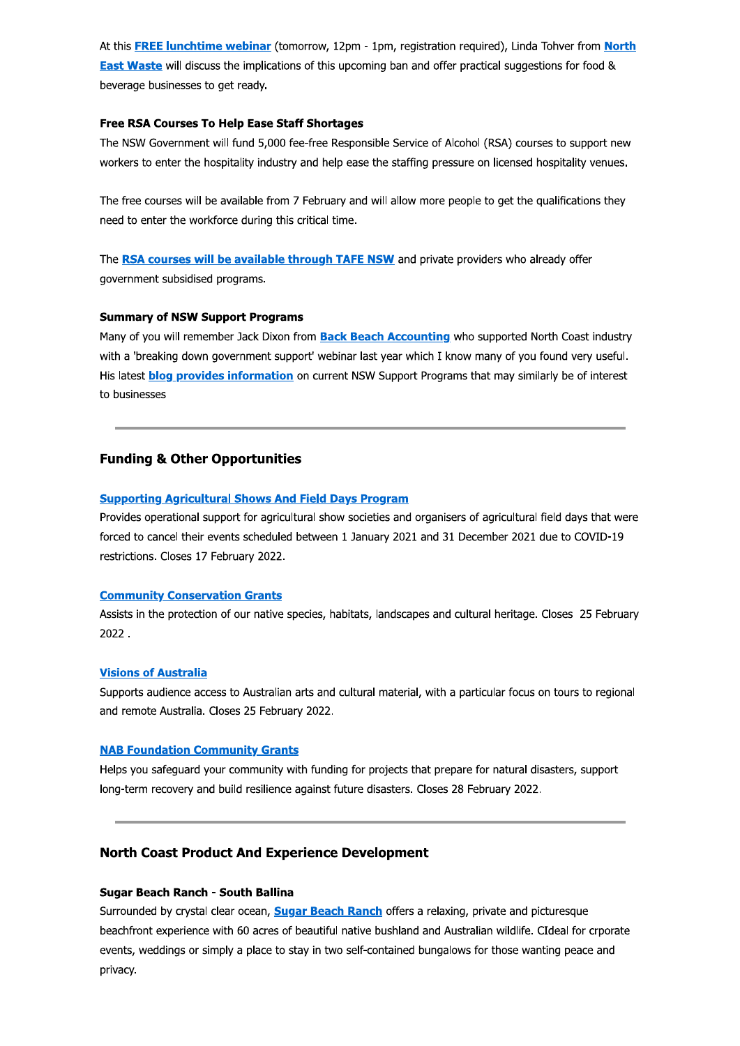At this **FREE lunchtime webinar** (tomorrow, 12pm - 1pm, registration required), Linda Tohver from **North East Waste** will discuss the implications of this upcoming ban and offer practical suggestions for food & beverage businesses to get ready.

**Free RSA Courses To Help Ease Staff Shortages**

The NSW Government will fund 5,000 fee-free Responsible Service of Alcohol (RSA) courses to support new workers to enter the hospitality industry and help ease the staffing pressure on licensed hospitality venues.

The free courses will be available from 7 February and will allow more people to get the qualifications they need to enter the workforce during this critical time.

The **RSA courses will be available through TAFE NSW** and private providers who already offer government subsidised programs.

**Summary of NSW Support Programs**

Many of you will remember Jack Dixon from **Back Beach Accounting** who supported North Coast industry with a 'breaking down government support' webinar last year which I know many of you found very useful. His latest **blog provides information** on current NSW Support Programs that may similarly be of interest to businesses

---

### Funding & Other Opportunities

**Supporting Agricultural Shows And Field Days Program**

Provides operational support for agricultural show societies and organisers of agricultural field days that were forced to cancel their events scheduled between 1 January 2021 and 31 December 2021 due to COVID-19 restrictions. Closes 17 February 2022.

**Community Conservation Grants**

Assists in the protection of our native species, habitats, landscapes and cultural heritage. Closes 25 February 2022 .

**Visions of Australia**

Supports audience access to Australian arts and cultural material, with a particular focus on tours to regional and remote Australia. Closes 25 February 2022.

**NAB Foundation Community Grants**

Helps you safeguard your community with funding for projects that prepare for natural disasters, support long-term recovery and build resilience against future disasters. Closes 28 February 2022.

---

### North Coast Product And Experience Development

**Sugar Beach Ranch - South Ballina**

Surrounded by crystal clear ocean, **Sugar Beach Ranch** offers a relaxing, private and picturesque beachfront experience with 60 acres of beautiful native bushland and Australian wildlife. CIdeal for crporate events, weddings or simply a place to stay in two self-contained bungalows for those wanting peace and privacy.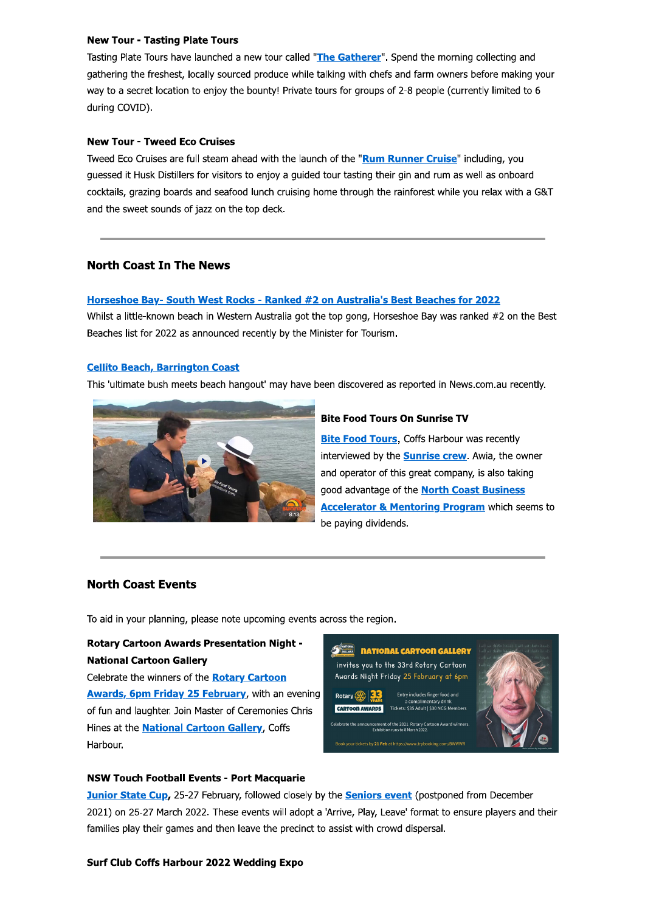**New Tour - Tasting Plate Tours**

Tasting Plate Tours have launched a new tour called "**The Gatherer**". Spend the morning collecting and gathering the freshest, locally sourced produce while talking with chefs and farm owners before making your way to a secret location to enjoy the bounty! Private tours for groups of 2-8 people (currently limited to 6 during COVID).

**New Tour - Tweed Eco Cruises**

Tweed Eco Cruises are full steam ahead with the launch of the "**Rum Runner Cruise**" including, you guessed it Husk Distillers for visitors to enjoy a guided tour tasting their gin and rum as well as onboard cocktails, grazing boards and seafood lunch cruising home through the rainforest while you relax with a G&T and the sweet sounds of jazz on the top deck.

---

### North Coast In The News

**Horseshoe Bay- South West Rocks - Ranked #2 on Australia's Best Beaches for 2022**

Whilst a little-known beach in Western Australia got the top gong, Horseshoe Bay was ranked #2 on the Best Beaches list for 2022 as announced recently by the Minister for Tourism.

**Cellito Beach, Barrington Coast**

This 'ultimate bush meets beach hangout' may have been discovered as reported in News.com.au recently.

**Bite Food Tours On Sunrise TV**

**Bite Food Tours**, Coffs Harbour was recently interviewed by the **Sunrise crew**. Awia, the owner and operator of this great company, is also taking good advantage of the **North Coast Business Accelerator & Mentoring Program** which seems to be paying dividends.

---

### North Coast Events

To aid in your planning, please note upcoming events across the region.

**Rotary Cartoon Awards Presentation Night - National Cartoon Gallery**

Celebrate the winners of the **Rotary Cartoon Awards, 6pm Friday 25 February**, with an evening of fun and laughter. Join Master of Ceremonies Chris Hines at the **National Cartoon Gallery**, Coffs Harbour.

**NSW Touch Football Events - Port Macquarie**

**Junior State Cup**, 25-27 February, followed closely by the **Seniors event** (postponed from December 2021) on 25-27 March 2022. These events will adopt a 'Arrive, Play, Leave' format to ensure players and their families play their games and then leave the precinct to assist with crowd dispersal.

**Surf Club Coffs Harbour 2022 Wedding Expo**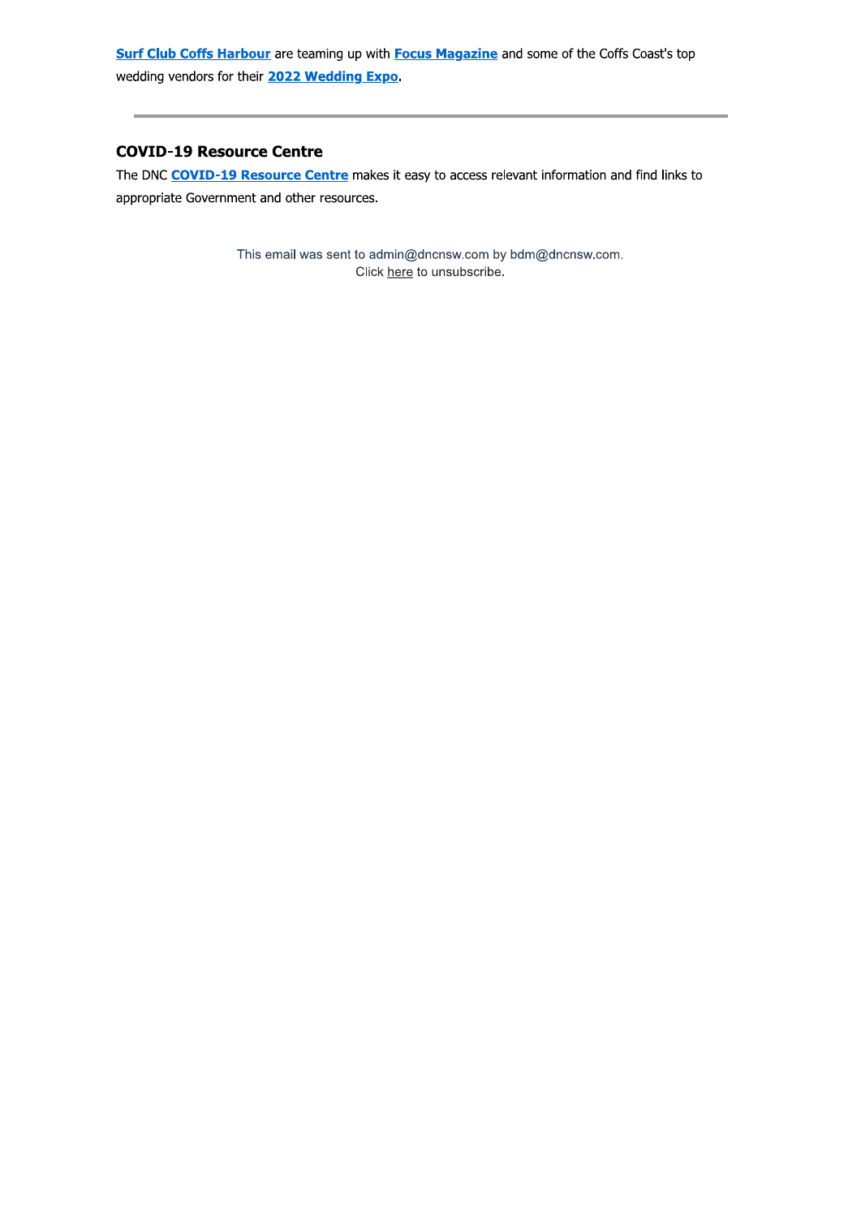**Surf Club Coffs Harbour** are teaming up with **Focus Magazine** and some of the Coffs Coast's top wedding vendors for their **2022 Wedding Expo**.

---

### COVID-19 Resource Centre

The DNC **COVID-19 Resource Centre** makes it easy to access relevant information and find links to appropriate Government and other resources.

This email was sent to admin@dncnsw.com by bdm@dncnsw.com.
Click here to unsubscribe.